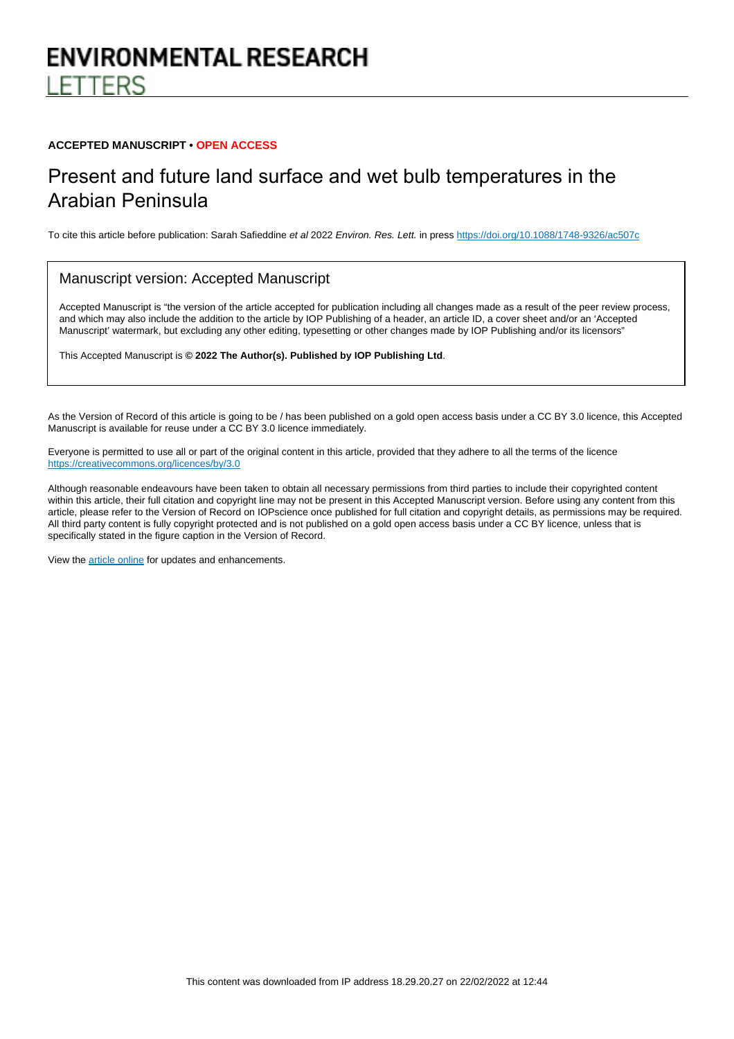ENVIRONMENTAL RESEARCH
LETTERS

**ACCEPTED MANUSCRIPT • OPEN ACCESS**

# Present and future land surface and wet bulb temperatures in the Arabian Peninsula

To cite this article before publication: Sarah Safieddine *et al* 2022 *Environ. Res. Lett.* in press https://doi.org/10.1088/1748-9326/ac507c

## Manuscript version: Accepted Manuscript

Accepted Manuscript is "the version of the article accepted for publication including all changes made as a result of the peer review process, and which may also include the addition to the article by IOP Publishing of a header, an article ID, a cover sheet and/or an 'Accepted Manuscript' watermark, but excluding any other editing, typesetting or other changes made by IOP Publishing and/or its licensors"

This Accepted Manuscript is **© 2022 The Author(s). Published by IOP Publishing Ltd**.

As the Version of Record of this article is going to be / has been published on a gold open access basis under a CC BY 3.0 licence, this Accepted Manuscript is available for reuse under a CC BY 3.0 licence immediately.

Everyone is permitted to use all or part of the original content in this article, provided that they adhere to all the terms of the licence https://creativecommons.org/licences/by/3.0

Although reasonable endeavours have been taken to obtain all necessary permissions from third parties to include their copyrighted content within this article, their full citation and copyright line may not be present in this Accepted Manuscript version. Before using any content from this article, please refer to the Version of Record on IOPscience once published for full citation and copyright details, as permissions may be required. All third party content is fully copyright protected and is not published on a gold open access basis under a CC BY licence, unless that is specifically stated in the figure caption in the Version of Record.

View the article online for updates and enhancements.

This content was downloaded from IP address 18.29.20.27 on 22/02/2022 at 12:44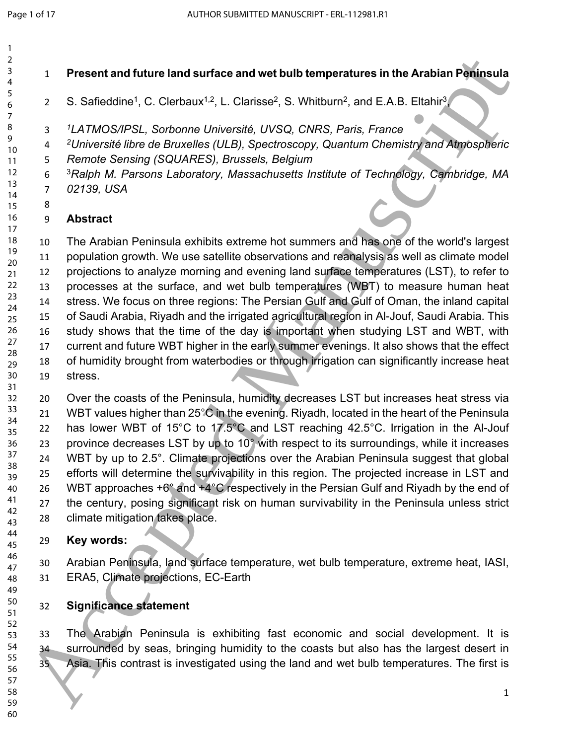# Present and future land surface and wet bulb temperatures in the Arabian Peninsula

S. Safieddine[1], C. Clerbaux[1,2], L. Clarisse[2], S. Whitburn[2], and E.A.B. Eltahir[3],

[1]*LATMOS/IPSL, Sorbonne Université, UVSQ, CNRS, Paris, France*
[2]*Université libre de Bruxelles (ULB), Spectroscopy, Quantum Chemistry and Atmospheric Remote Sensing (SQUARES), Brussels, Belgium*
[3]*Ralph M. Parsons Laboratory, Massachusetts Institute of Technology, Cambridge, MA 02139, USA*

## Abstract

The Arabian Peninsula exhibits extreme hot summers and has one of the world's largest population growth. We use satellite observations and reanalysis as well as climate model projections to analyze morning and evening land surface temperatures (LST), to refer to processes at the surface, and wet bulb temperatures (WBT) to measure human heat stress. We focus on three regions: The Persian Gulf and Gulf of Oman, the inland capital of Saudi Arabia, Riyadh and the irrigated agricultural region in Al-Jouf, Saudi Arabia. This study shows that the time of the day is important when studying LST and WBT, with current and future WBT higher in the early summer evenings. It also shows that the effect of humidity brought from waterbodies or through irrigation can significantly increase heat stress.

Over the coasts of the Peninsula, humidity decreases LST but increases heat stress via WBT values higher than 25°C in the evening. Riyadh, located in the heart of the Peninsula has lower WBT of 15°C to 17.5°C and LST reaching 42.5°C. Irrigation in the Al-Jouf province decreases LST by up to 10° with respect to its surroundings, while it increases WBT by up to 2.5°. Climate projections over the Arabian Peninsula suggest that global efforts will determine the survivability in this region. The projected increase in LST and WBT approaches +6° and +4°C respectively in the Persian Gulf and Riyadh by the end of the century, posing significant risk on human survivability in the Peninsula unless strict climate mitigation takes place.

## Key words:

Arabian Peninsula, land surface temperature, wet bulb temperature, extreme heat, IASI, ERA5, Climate projections, EC-Earth

## Significance statement

The Arabian Peninsula is exhibiting fast economic and social development. It is surrounded by seas, bringing humidity to the coasts but also has the largest desert in Asia. This contrast is investigated using the land and wet bulb temperatures. The first is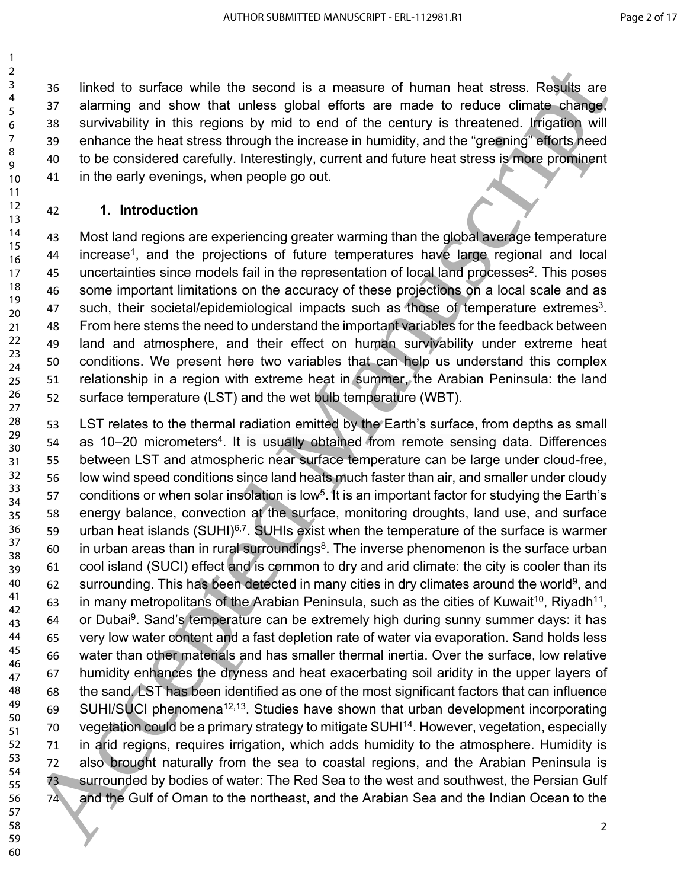linked to surface while the second is a measure of human heat stress. Results are alarming and show that unless global efforts are made to reduce climate change, survivability in this regions by mid to end of the century is threatened. Irrigation will enhance the heat stress through the increase in humidity, and the "greening" efforts need to be considered carefully. Interestingly, current and future heat stress is more prominent in the early evenings, when people go out.

## 1. Introduction

Most land regions are experiencing greater warming than the global average temperature increase[1], and the projections of future temperatures have large regional and local uncertainties since models fail in the representation of local land processes[2]. This poses some important limitations on the accuracy of these projections on a local scale and as such, their societal/epidemiological impacts such as those of temperature extremes[3]. From here stems the need to understand the important variables for the feedback between land and atmosphere, and their effect on human survivability under extreme heat conditions. We present here two variables that can help us understand this complex relationship in a region with extreme heat in summer, the Arabian Peninsula: the land surface temperature (LST) and the wet bulb temperature (WBT).

LST relates to the thermal radiation emitted by the Earth's surface, from depths as small as 10–20 micrometers[4]. It is usually obtained from remote sensing data. Differences between LST and atmospheric near surface temperature can be large under cloud-free, low wind speed conditions since land heats much faster than air, and smaller under cloudy conditions or when solar insolation is low[5]. It is an important factor for studying the Earth's energy balance, convection at the surface, monitoring droughts, land use, and surface urban heat islands (SUHI)[6,7]. SUHIs exist when the temperature of the surface is warmer in urban areas than in rural surroundings[8]. The inverse phenomenon is the surface urban cool island (SUCI) effect and is common to dry and arid climate: the city is cooler than its surrounding. This has been detected in many cities in dry climates around the world[9], and in many metropolitans of the Arabian Peninsula, such as the cities of Kuwait[10], Riyadh[11], or Dubai[9]. Sand's temperature can be extremely high during sunny summer days: it has very low water content and a fast depletion rate of water via evaporation. Sand holds less water than other materials and has smaller thermal inertia. Over the surface, low relative humidity enhances the dryness and heat exacerbating soil aridity in the upper layers of the sand. LST has been identified as one of the most significant factors that can influence SUHI/SUCI phenomena[12,13]. Studies have shown that urban development incorporating vegetation could be a primary strategy to mitigate SUHI[14]. However, vegetation, especially in arid regions, requires irrigation, which adds humidity to the atmosphere. Humidity is also brought naturally from the sea to coastal regions, and the Arabian Peninsula is surrounded by bodies of water: The Red Sea to the west and southwest, the Persian Gulf and the Gulf of Oman to the northeast, and the Arabian Sea and the Indian Ocean to the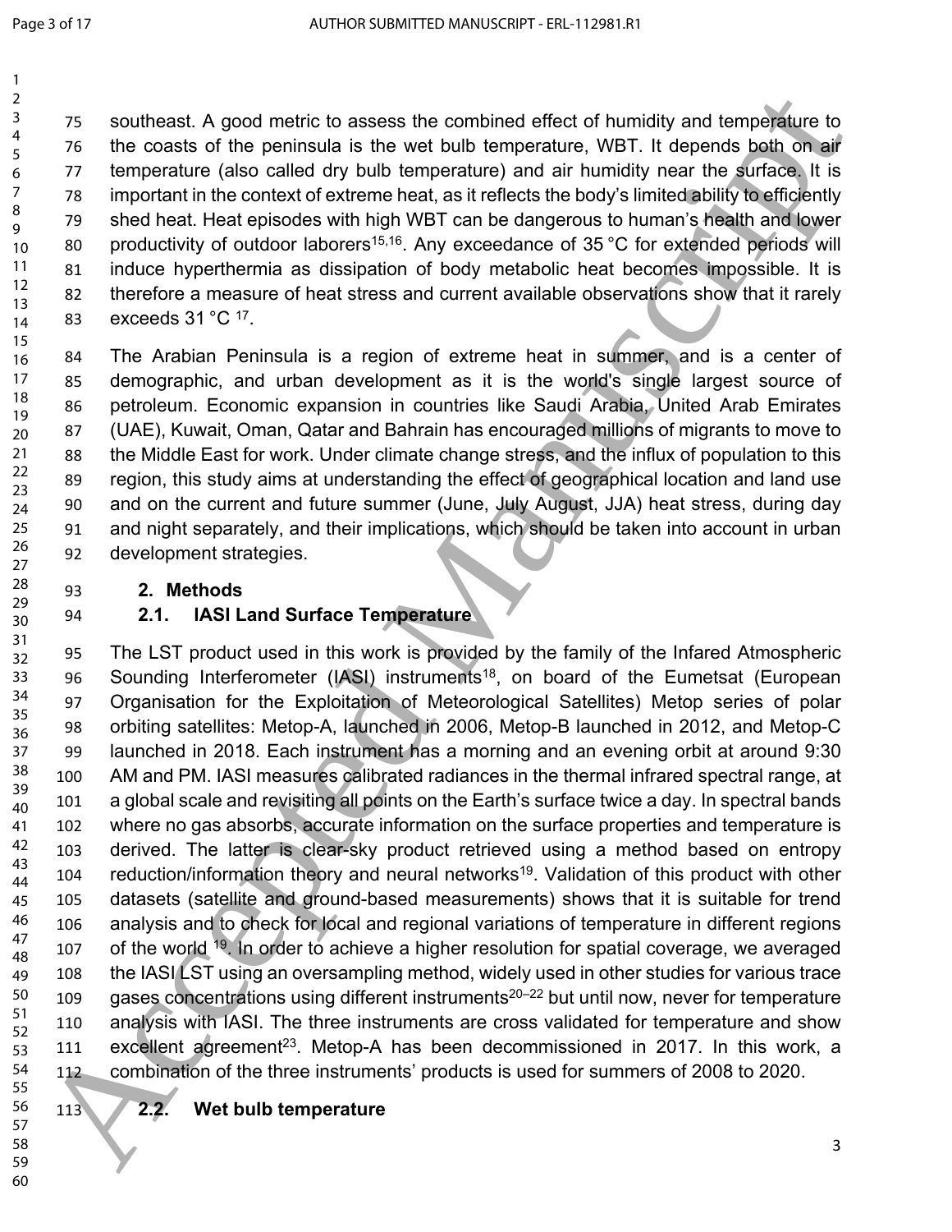southeast. A good metric to assess the combined effect of humidity and temperature to the coasts of the peninsula is the wet bulb temperature, WBT. It depends both on air temperature (also called dry bulb temperature) and air humidity near the surface. It is important in the context of extreme heat, as it reflects the body's limited ability to efficiently shed heat. Heat episodes with high WBT can be dangerous to human's health and lower productivity of outdoor laborers[15,16]. Any exceedance of 35 °C for extended periods will induce hyperthermia as dissipation of body metabolic heat becomes impossible. It is therefore a measure of heat stress and current available observations show that it rarely exceeds 31 °C [17].

The Arabian Peninsula is a region of extreme heat in summer, and is a center of demographic, and urban development as it is the world's single largest source of petroleum. Economic expansion in countries like Saudi Arabia, United Arab Emirates (UAE), Kuwait, Oman, Qatar and Bahrain has encouraged millions of migrants to move to the Middle East for work. Under climate change stress, and the influx of population to this region, this study aims at understanding the effect of geographical location and land use and on the current and future summer (June, July August, JJA) heat stress, during day and night separately, and their implications, which should be taken into account in urban development strategies.

## 2. Methods

### 2.1. IASI Land Surface Temperature

The LST product used in this work is provided by the family of the Infared Atmospheric Sounding Interferometer (IASI) instruments[18], on board of the Eumetsat (European Organisation for the Exploitation of Meteorological Satellites) Metop series of polar orbiting satellites: Metop-A, launched in 2006, Metop-B launched in 2012, and Metop-C launched in 2018. Each instrument has a morning and an evening orbit at around 9:30 AM and PM. IASI measures calibrated radiances in the thermal infrared spectral range, at a global scale and revisiting all points on the Earth's surface twice a day. In spectral bands where no gas absorbs, accurate information on the surface properties and temperature is derived. The latter is clear-sky product retrieved using a method based on entropy reduction/information theory and neural networks[19]. Validation of this product with other datasets (satellite and ground-based measurements) shows that it is suitable for trend analysis and to check for local and regional variations of temperature in different regions of the world [19]. In order to achieve a higher resolution for spatial coverage, we averaged the IASI LST using an oversampling method, widely used in other studies for various trace gases concentrations using different instruments[20–22] but until now, never for temperature analysis with IASI. The three instruments are cross validated for temperature and show excellent agreement[23]. Metop-A has been decommissioned in 2017. In this work, a combination of the three instruments' products is used for summers of 2008 to 2020.

### 2.2. Wet bulb temperature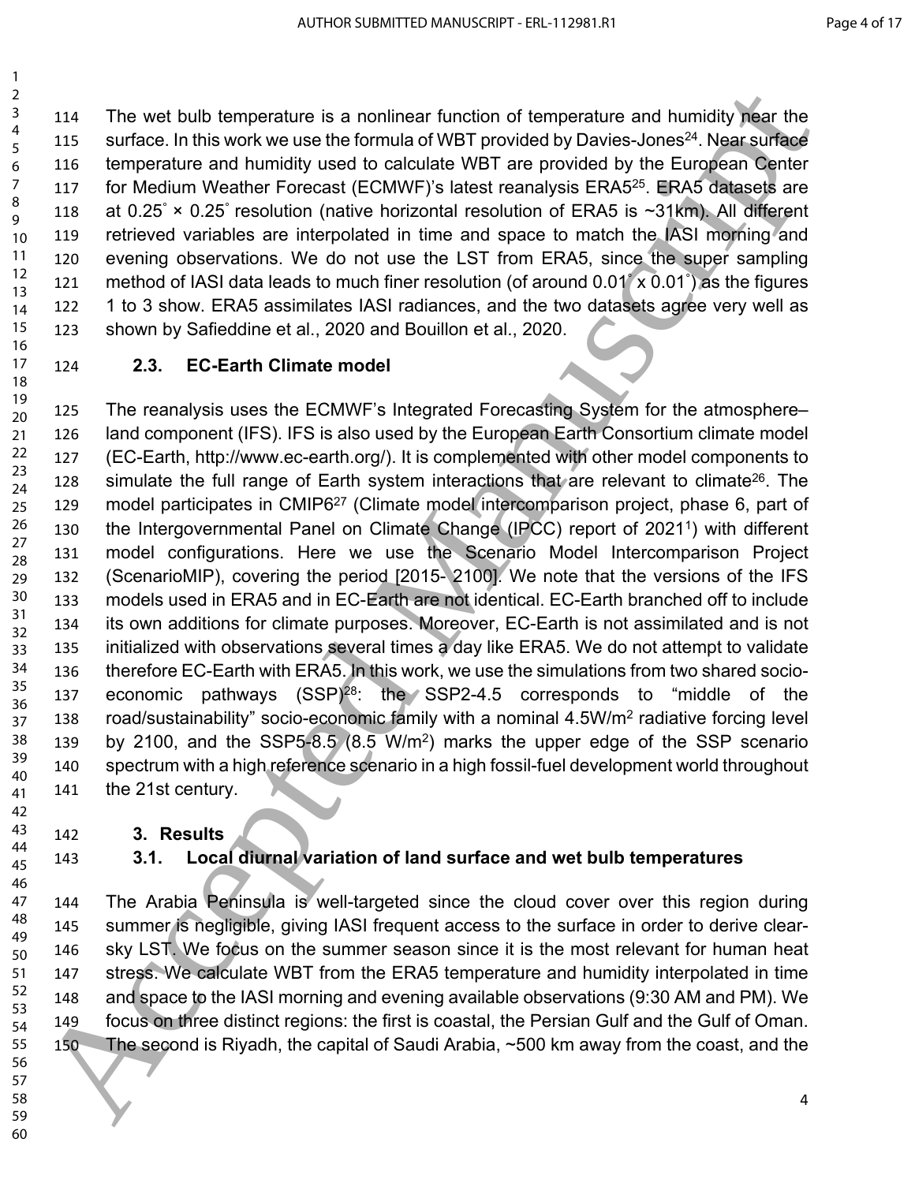The wet bulb temperature is a nonlinear function of temperature and humidity near the surface. In this work we use the formula of WBT provided by Davies-Jones[24]. Near surface temperature and humidity used to calculate WBT are provided by the European Center for Medium Weather Forecast (ECMWF)'s latest reanalysis ERA5[25]. ERA5 datasets are at 0.25° × 0.25° resolution (native horizontal resolution of ERA5 is ~31km). All different retrieved variables are interpolated in time and space to match the IASI morning and evening observations. We do not use the LST from ERA5, since the super sampling method of IASI data leads to much finer resolution (of around 0.01° x 0.01°) as the figures 1 to 3 show. ERA5 assimilates IASI radiances, and the two datasets agree very well as shown by Safieddine et al., 2020 and Bouillon et al., 2020.

### 2.3. EC-Earth Climate model

The reanalysis uses the ECMWF's Integrated Forecasting System for the atmosphere–land component (IFS). IFS is also used by the European Earth Consortium climate model (EC-Earth, http://www.ec-earth.org/). It is complemented with other model components to simulate the full range of Earth system interactions that are relevant to climate[26]. The model participates in CMIP6[27] (Climate model intercomparison project, phase 6, part of the Intergovernmental Panel on Climate Change (IPCC) report of 2021[1]) with different model configurations. Here we use the Scenario Model Intercomparison Project (ScenarioMIP), covering the period [2015- 2100]. We note that the versions of the IFS models used in ERA5 and in EC-Earth are not identical. EC-Earth branched off to include its own additions for climate purposes. Moreover, EC-Earth is not assimilated and is not initialized with observations several times a day like ERA5. We do not attempt to validate therefore EC-Earth with ERA5. In this work, we use the simulations from two shared socio-economic pathways (SSP)[28]: the SSP2-4.5 corresponds to "middle of the road/sustainability" socio-economic family with a nominal 4.5W/$m^2$ radiative forcing level by 2100, and the SSP5-8.5 (8.5 W/$m^2$) marks the upper edge of the SSP scenario spectrum with a high reference scenario in a high fossil-fuel development world throughout the 21st century.

## 3. Results

### 3.1. Local diurnal variation of land surface and wet bulb temperatures

The Arabia Peninsula is well-targeted since the cloud cover over this region during summer is negligible, giving IASI frequent access to the surface in order to derive clear-sky LST. We focus on the summer season since it is the most relevant for human heat stress. We calculate WBT from the ERA5 temperature and humidity interpolated in time and space to the IASI morning and evening available observations (9:30 AM and PM). We focus on three distinct regions: the first is coastal, the Persian Gulf and the Gulf of Oman. The second is Riyadh, the capital of Saudi Arabia, ~500 km away from the coast, and the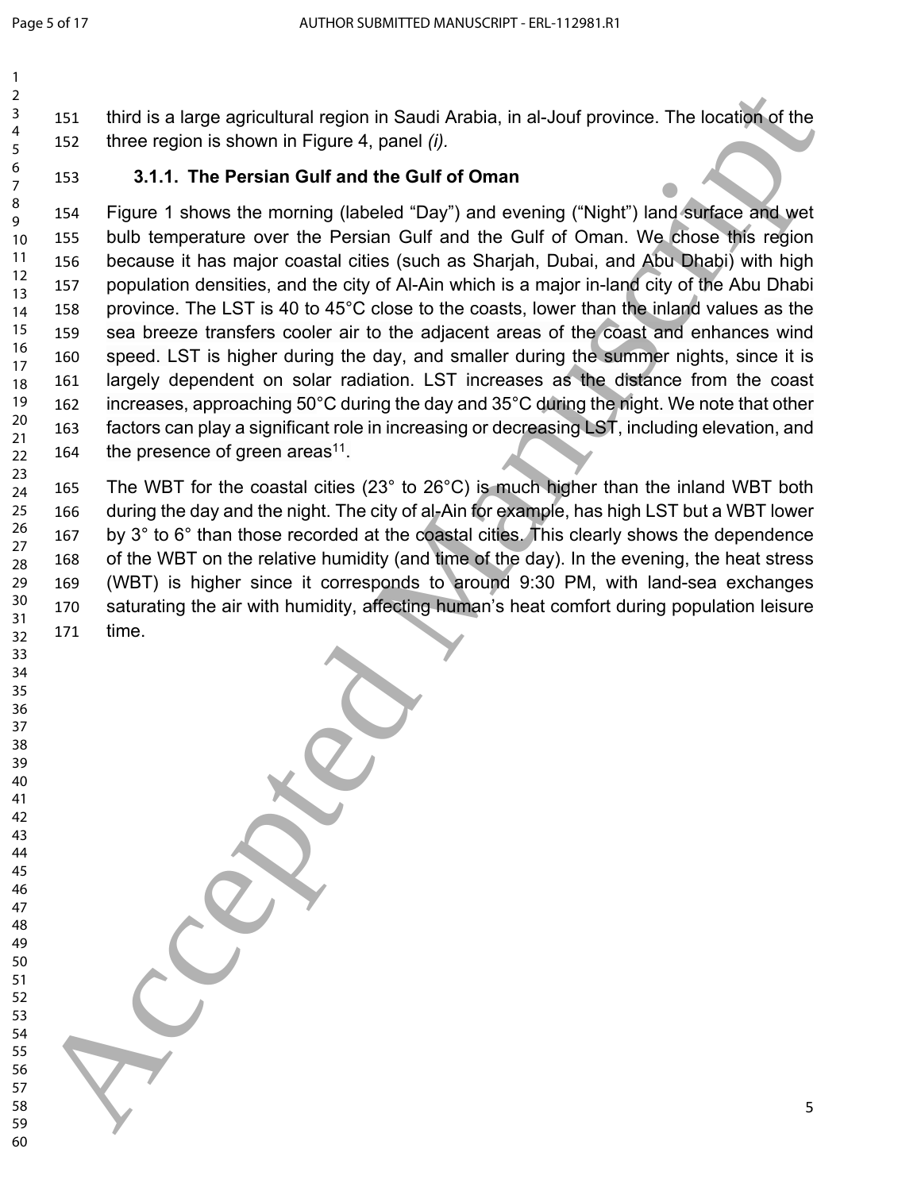third is a large agricultural region in Saudi Arabia, in al-Jouf province. The location of the three region is shown in Figure 4, panel *(i)*.

### 3.1.1. The Persian Gulf and the Gulf of Oman

Figure 1 shows the morning (labeled "Day") and evening ("Night") land surface and wet bulb temperature over the Persian Gulf and the Gulf of Oman. We chose this region because it has major coastal cities (such as Sharjah, Dubai, and Abu Dhabi) with high population densities, and the city of Al-Ain which is a major in-land city of the Abu Dhabi province. The LST is 40 to 45°C close to the coasts, lower than the inland values as the sea breeze transfers cooler air to the adjacent areas of the coast and enhances wind speed. LST is higher during the day, and smaller during the summer nights, since it is largely dependent on solar radiation. LST increases as the distance from the coast increases, approaching 50°C during the day and 35°C during the night. We note that other factors can play a significant role in increasing or decreasing LST, including elevation, and the presence of green areas[11].

The WBT for the coastal cities (23° to 26°C) is much higher than the inland WBT both during the day and the night. The city of al-Ain for example, has high LST but a WBT lower by 3° to 6° than those recorded at the coastal cities. This clearly shows the dependence of the WBT on the relative humidity (and time of the day). In the evening, the heat stress (WBT) is higher since it corresponds to around 9:30 PM, with land-sea exchanges saturating the air with humidity, affecting human's heat comfort during population leisure time.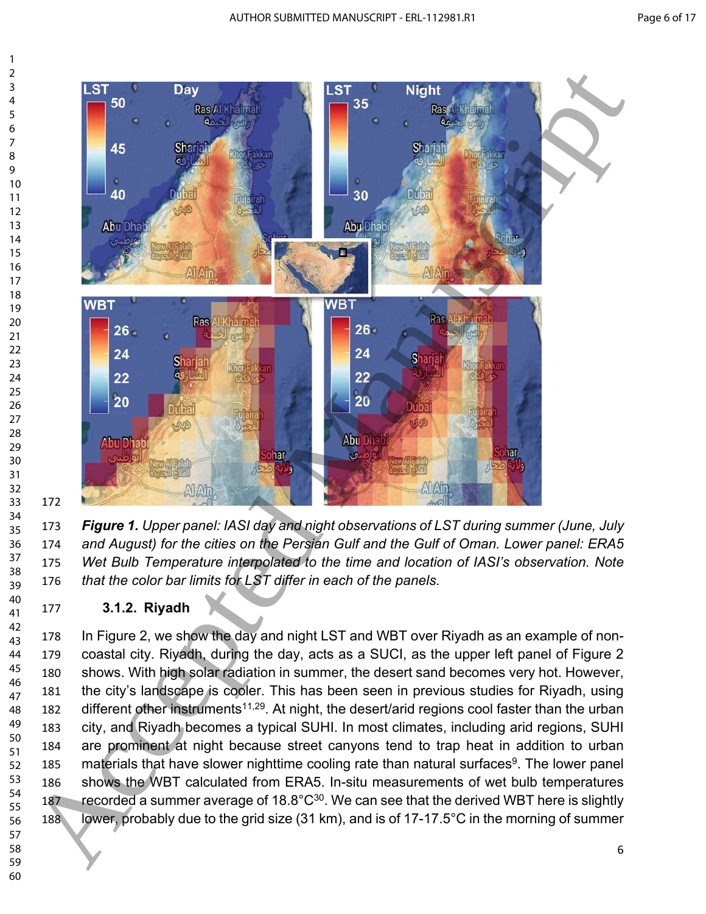*Figure 1. Upper panel: IASI day and night observations of LST during summer (June, July and August) for the cities on the Persian Gulf and the Gulf of Oman. Lower panel: ERA5 Wet Bulb Temperature interpolated to the time and location of IASI's observation. Note that the color bar limits for LST differ in each of the panels.*

### 3.1.2. Riyadh

In Figure 2, we show the day and night LST and WBT over Riyadh as an example of non-coastal city. Riyadh, during the day, acts as a SUCI, as the upper left panel of Figure 2 shows. With high solar radiation in summer, the desert sand becomes very hot. However, the city's landscape is cooler. This has been seen in previous studies for Riyadh, using different other instruments[11,29]. At night, the desert/arid regions cool faster than the urban city, and Riyadh becomes a typical SUHI. In most climates, including arid regions, SUHI are prominent at night because street canyons tend to trap heat in addition to urban materials that have slower nighttime cooling rate than natural surfaces[9]. The lower panel shows the WBT calculated from ERA5. In-situ measurements of wet bulb temperatures recorded a summer average of 18.8°C[30]. We can see that the derived WBT here is slightly lower, probably due to the grid size (31 km), and is of 17-17.5°C in the morning of summer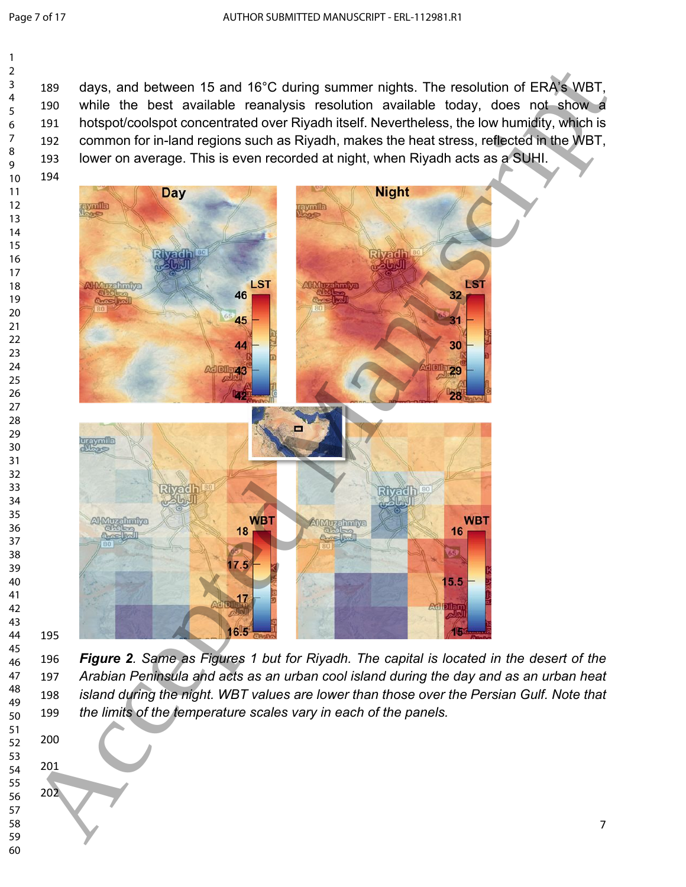days, and between 15 and 16°C during summer nights. The resolution of ERA's WBT, while the best available reanalysis resolution available today, does not show a hotspot/coolspot concentrated over Riyadh itself. Nevertheless, the low humidity, which is common for in-land regions such as Riyadh, makes the heat stress, reflected in the WBT, lower on average. This is even recorded at night, when Riyadh acts as a SUHI.

***Figure 2**. Same as Figures 1 but for Riyadh. The capital is located in the desert of the Arabian Peninsula and acts as an urban cool island during the day and as an urban heat island during the night. WBT values are lower than those over the Persian Gulf. Note that the limits of the temperature scales vary in each of the panels.*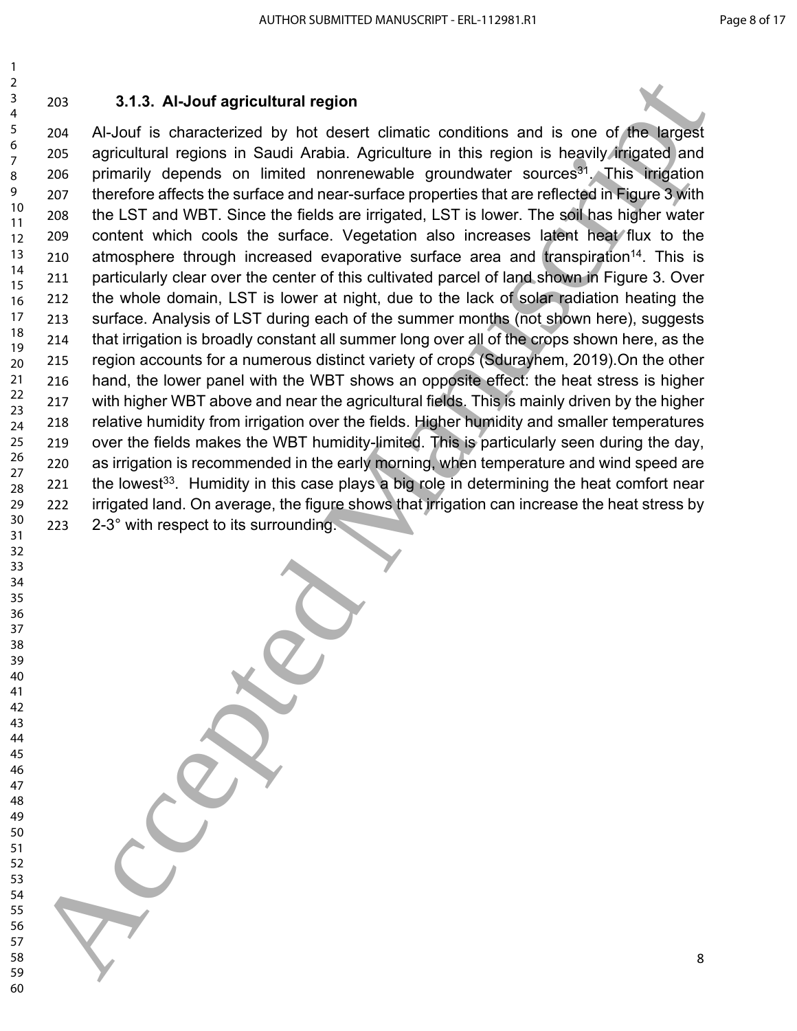### 3.1.3. Al-Jouf agricultural region

Al-Jouf is characterized by hot desert climatic conditions and is one of the largest agricultural regions in Saudi Arabia. Agriculture in this region is heavily irrigated and primarily depends on limited nonrenewable groundwater sources[31]. This irrigation therefore affects the surface and near-surface properties that are reflected in Figure 3 with the LST and WBT. Since the fields are irrigated, LST is lower. The soil has higher water content which cools the surface. Vegetation also increases latent heat flux to the atmosphere through increased evaporative surface area and transpiration[14]. This is particularly clear over the center of this cultivated parcel of land shown in Figure 3. Over the whole domain, LST is lower at night, due to the lack of solar radiation heating the surface. Analysis of LST during each of the summer months (not shown here), suggests that irrigation is broadly constant all summer long over all of the crops shown here, as the region accounts for a numerous distinct variety of crops (Sdurayhem, 2019).On the other hand, the lower panel with the WBT shows an opposite effect: the heat stress is higher with higher WBT above and near the agricultural fields. This is mainly driven by the higher relative humidity from irrigation over the fields. Higher humidity and smaller temperatures over the fields makes the WBT humidity-limited. This is particularly seen during the day, as irrigation is recommended in the early morning, when temperature and wind speed are the lowest[33]. Humidity in this case plays a big role in determining the heat comfort near irrigated land. On average, the figure shows that irrigation can increase the heat stress by 2-3° with respect to its surrounding.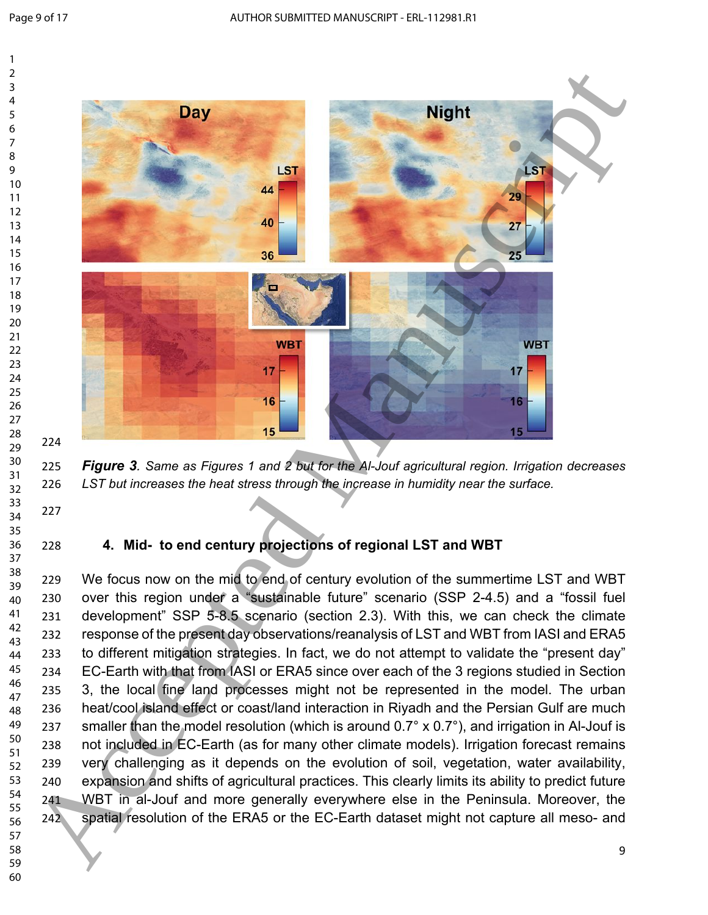*Figure 3. Same as Figures 1 and 2 but for the Al-Jouf agricultural region. Irrigation decreases LST but increases the heat stress through the increase in humidity near the surface.*

## 4. Mid- to end century projections of regional LST and WBT

We focus now on the mid to end of century evolution of the summertime LST and WBT over this region under a "sustainable future" scenario (SSP 2-4.5) and a "fossil fuel development" SSP 5-8.5 scenario (section 2.3). With this, we can check the climate response of the present day observations/reanalysis of LST and WBT from IASI and ERA5 to different mitigation strategies. In fact, we do not attempt to validate the "present day" EC-Earth with that from IASI or ERA5 since over each of the 3 regions studied in Section 3, the local fine land processes might not be represented in the model. The urban heat/cool island effect or coast/land interaction in Riyadh and the Persian Gulf are much smaller than the model resolution (which is around 0.7° x 0.7°), and irrigation in Al-Jouf is not included in EC-Earth (as for many other climate models). Irrigation forecast remains very challenging as it depends on the evolution of soil, vegetation, water availability, expansion and shifts of agricultural practices. This clearly limits its ability to predict future WBT in al-Jouf and more generally everywhere else in the Peninsula. Moreover, the spatial resolution of the ERA5 or the EC-Earth dataset might not capture all meso- and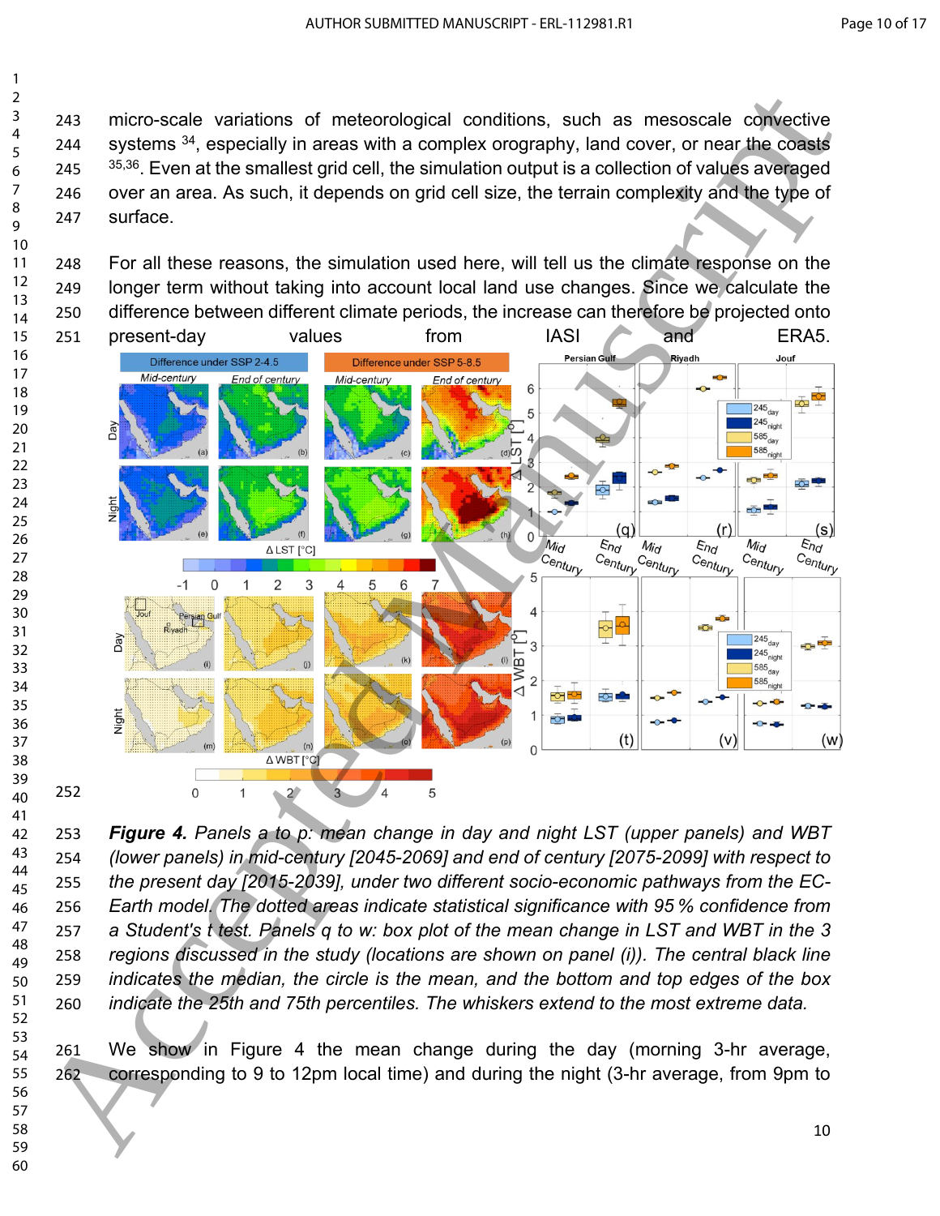micro-scale variations of meteorological conditions, such as mesoscale convective systems [34], especially in areas with a complex orography, land cover, or near the coasts [35,36]. Even at the smallest grid cell, the simulation output is a collection of values averaged over an area. As such, it depends on grid cell size, the terrain complexity and the type of surface.

For all these reasons, the simulation used here, will tell us the climate response on the longer term without taking into account local land use changes. Since we calculate the difference between different climate periods, the increase can therefore be projected onto present-day values from IASI and ERA5.

***Figure 4.*** *Panels a to p: mean change in day and night LST (upper panels) and WBT (lower panels) in mid-century [2045-2069] and end of century [2075-2099] with respect to the present day [2015-2039], under two different socio-economic pathways from the EC-Earth model. The dotted areas indicate statistical significance with 95 % confidence from a Student's t test. Panels q to w: box plot of the mean change in LST and WBT in the 3 regions discussed in the study (locations are shown on panel (i)). The central black line indicates the median, the circle is the mean, and the bottom and top edges of the box indicate the 25th and 75th percentiles. The whiskers extend to the most extreme data.*

We show in Figure 4 the mean change during the day (morning 3-hr average, corresponding to 9 to 12pm local time) and during the night (3-hr average, from 9pm to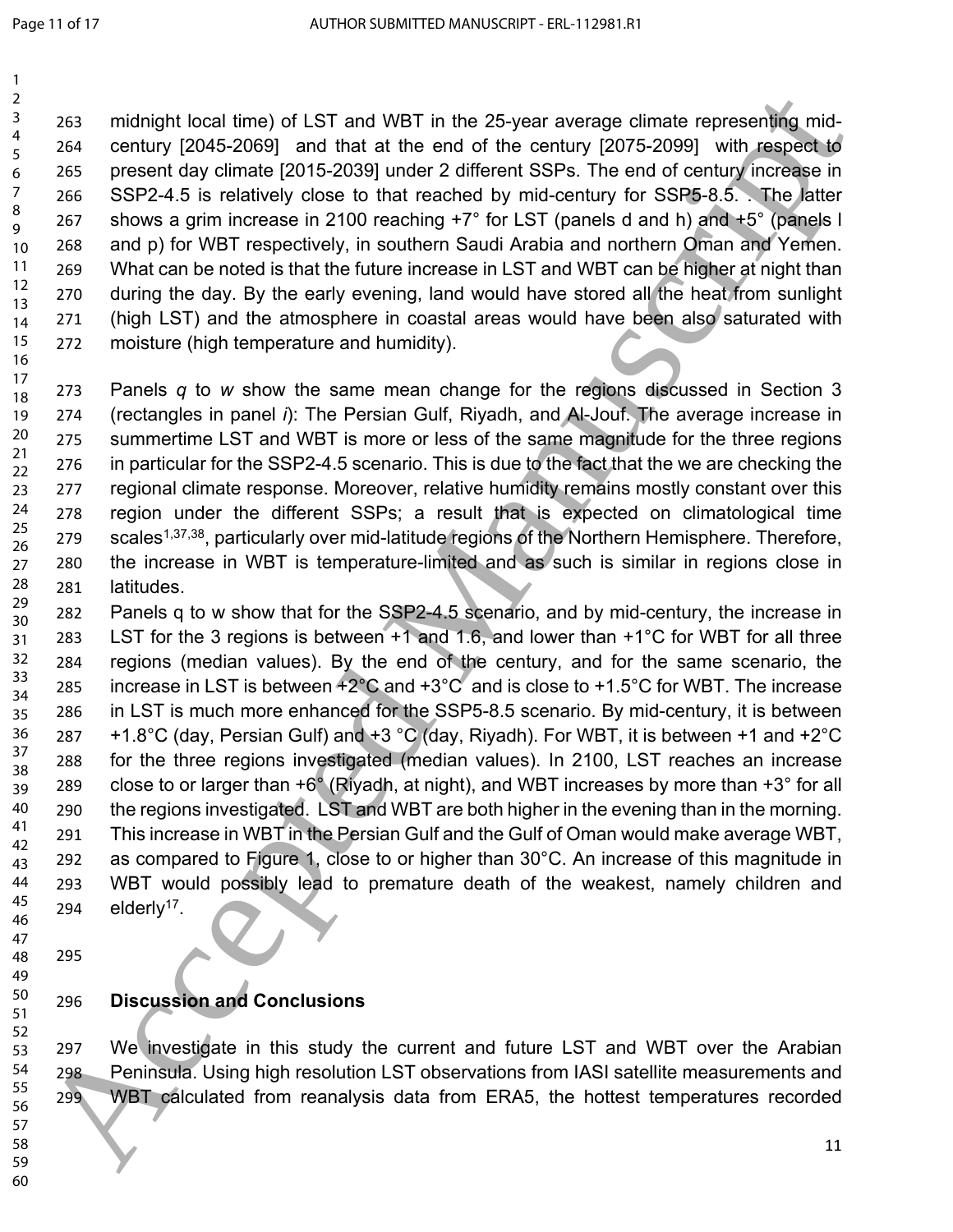midnight local time) of LST and WBT in the 25-year average climate representing mid-century [2045-2069] and that at the end of the century [2075-2099] with respect to present day climate [2015-2039] under 2 different SSPs. The end of century increase in SSP2-4.5 is relatively close to that reached by mid-century for SSP5-8.5. . The latter shows a grim increase in 2100 reaching +7° for LST (panels d and h) and +5° (panels l and p) for WBT respectively, in southern Saudi Arabia and northern Oman and Yemen. What can be noted is that the future increase in LST and WBT can be higher at night than during the day. By the early evening, land would have stored all the heat from sunlight (high LST) and the atmosphere in coastal areas would have been also saturated with moisture (high temperature and humidity).

Panels *q* to *w* show the same mean change for the regions discussed in Section 3 (rectangles in panel *i*): The Persian Gulf, Riyadh, and Al-Jouf. The average increase in summertime LST and WBT is more or less of the same magnitude for the three regions in particular for the SSP2-4.5 scenario. This is due to the fact that the we are checking the regional climate response. Moreover, relative humidity remains mostly constant over this region under the different SSPs; a result that is expected on climatological time scales[1,37,38], particularly over mid-latitude regions of the Northern Hemisphere. Therefore, the increase in WBT is temperature-limited and as such is similar in regions close in latitudes.

Panels q to w show that for the SSP2-4.5 scenario, and by mid-century, the increase in LST for the 3 regions is between +1 and 1.6, and lower than +1°C for WBT for all three regions (median values). By the end of the century, and for the same scenario, the increase in LST is between +2°C and +3°C and is close to +1.5°C for WBT. The increase in LST is much more enhanced for the SSP5-8.5 scenario. By mid-century, it is between +1.8°C (day, Persian Gulf) and +3 °C (day, Riyadh). For WBT, it is between +1 and +2°C for the three regions investigated (median values). In 2100, LST reaches an increase close to or larger than +6° (Riyadh, at night), and WBT increases by more than +3° for all the regions investigated. LST and WBT are both higher in the evening than in the morning. This increase in WBT in the Persian Gulf and the Gulf of Oman would make average WBT, as compared to Figure 1, close to or higher than 30°C. An increase of this magnitude in WBT would possibly lead to premature death of the weakest, namely children and elderly[17].

## Discussion and Conclusions

We investigate in this study the current and future LST and WBT over the Arabian Peninsula. Using high resolution LST observations from IASI satellite measurements and WBT calculated from reanalysis data from ERA5, the hottest temperatures recorded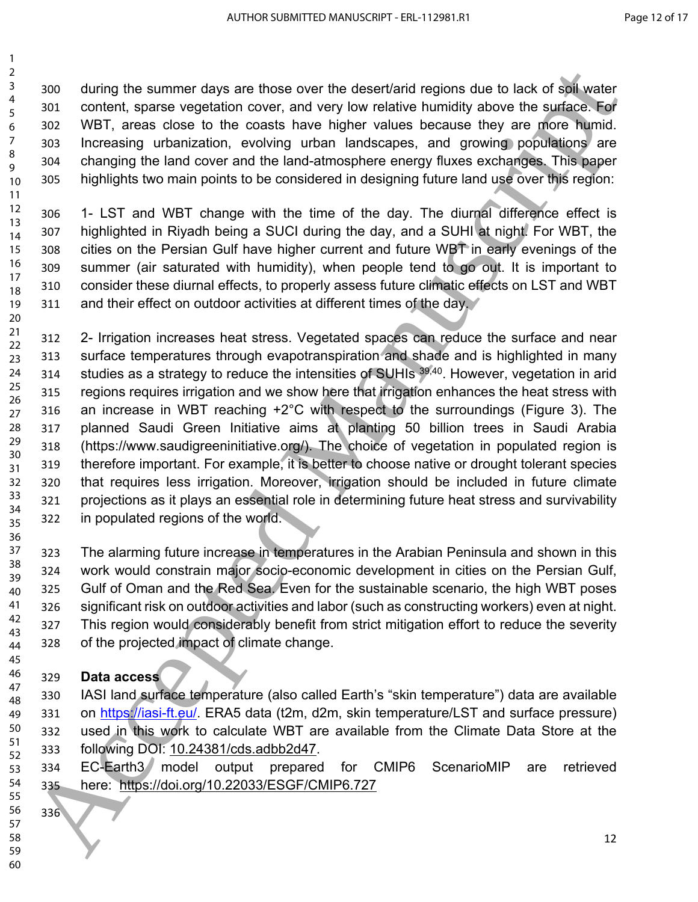during the summer days are those over the desert/arid regions due to lack of soil water content, sparse vegetation cover, and very low relative humidity above the surface. For WBT, areas close to the coasts have higher values because they are more humid. Increasing urbanization, evolving urban landscapes, and growing populations are changing the land cover and the land-atmosphere energy fluxes exchanges. This paper highlights two main points to be considered in designing future land use over this region:

1- LST and WBT change with the time of the day. The diurnal difference effect is highlighted in Riyadh being a SUCI during the day, and a SUHI at night. For WBT, the cities on the Persian Gulf have higher current and future WBT in early evenings of the summer (air saturated with humidity), when people tend to go out. It is important to consider these diurnal effects, to properly assess future climatic effects on LST and WBT and their effect on outdoor activities at different times of the day.

2- Irrigation increases heat stress. Vegetated spaces can reduce the surface and near surface temperatures through evapotranspiration and shade and is highlighted in many studies as a strategy to reduce the intensities of SUHIs [39,40]. However, vegetation in arid regions requires irrigation and we show here that irrigation enhances the heat stress with an increase in WBT reaching +2°C with respect to the surroundings (Figure 3). The planned Saudi Green Initiative aims at planting 50 billion trees in Saudi Arabia (https://www.saudigreeninitiative.org/). The choice of vegetation in populated region is therefore important. For example, it is better to choose native or drought tolerant species that requires less irrigation. Moreover, irrigation should be included in future climate projections as it plays an essential role in determining future heat stress and survivability in populated regions of the world.

The alarming future increase in temperatures in the Arabian Peninsula and shown in this work would constrain major socio-economic development in cities on the Persian Gulf, Gulf of Oman and the Red Sea. Even for the sustainable scenario, the high WBT poses significant risk on outdoor activities and labor (such as constructing workers) even at night. This region would considerably benefit from strict mitigation effort to reduce the severity of the projected impact of climate change.

**Data access**

IASI land surface temperature (also called Earth's "skin temperature") data are available on https://iasi-ft.eu/. ERA5 data (t2m, d2m, skin temperature/LST and surface pressure) used in this work to calculate WBT are available from the Climate Data Store at the following DOI: 10.24381/cds.adbb2d47.

EC-Earth3 model output prepared for CMIP6 ScenarioMIP are retrieved here: https://doi.org/10.22033/ESGF/CMIP6.727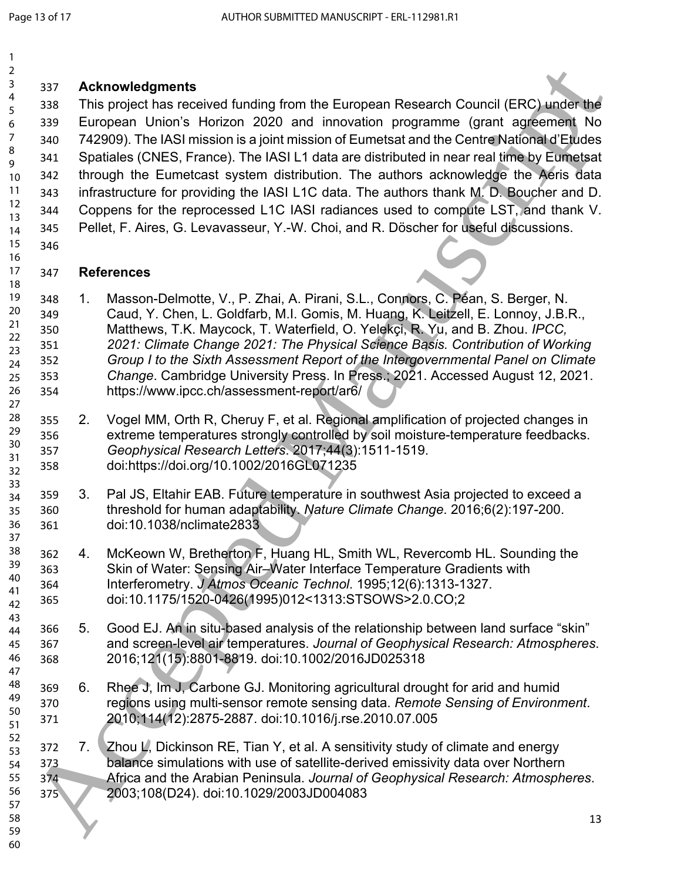## Acknowledgments

This project has received funding from the European Research Council (ERC) under the European Union's Horizon 2020 and innovation programme (grant agreement No 742909). The IASI mission is a joint mission of Eumetsat and the Centre National d'Etudes Spatiales (CNES, France). The IASI L1 data are distributed in near real time by Eumetsat through the Eumetcast system distribution. The authors acknowledge the Aeris data infrastructure for providing the IASI L1C data. The authors thank M. D. Boucher and D. Coppens for the reprocessed L1C IASI radiances used to compute LST, and thank V. Pellet, F. Aires, G. Levavasseur, Y.-W. Choi, and R. Döscher for useful discussions.

## References

1. Masson-Delmotte, V., P. Zhai, A. Pirani, S.L., Connors, C. Péan, S. Berger, N. Caud, Y. Chen, L. Goldfarb, M.I. Gomis, M. Huang, K. Leitzell, E. Lonnoy, J.B.R., Matthews, T.K. Maycock, T. Waterfield, O. Yelekçi, R. Yu, and B. Zhou. *IPCC, 2021: Climate Change 2021: The Physical Science Basis. Contribution of Working Group I to the Sixth Assessment Report of the Intergovernmental Panel on Climate Change*. Cambridge University Press. In Press.; 2021. Accessed August 12, 2021. https://www.ipcc.ch/assessment-report/ar6/

2. Vogel MM, Orth R, Cheruy F, et al. Regional amplification of projected changes in extreme temperatures strongly controlled by soil moisture-temperature feedbacks. *Geophysical Research Letters*. 2017;44(3):1511-1519. doi:https://doi.org/10.1002/2016GL071235

3. Pal JS, Eltahir EAB. Future temperature in southwest Asia projected to exceed a threshold for human adaptability. *Nature Climate Change*. 2016;6(2):197-200. doi:10.1038/nclimate2833

4. McKeown W, Bretherton F, Huang HL, Smith WL, Revercomb HL. Sounding the Skin of Water: Sensing Air–Water Interface Temperature Gradients with Interferometry. *J Atmos Oceanic Technol*. 1995;12(6):1313-1327. doi:10.1175/1520-0426(1995)012<1313:STSOWS>2.0.CO;2

5. Good EJ. An in situ-based analysis of the relationship between land surface "skin" and screen-level air temperatures. *Journal of Geophysical Research: Atmospheres*. 2016;121(15):8801-8819. doi:10.1002/2016JD025318

6. Rhee J, Im J, Carbone GJ. Monitoring agricultural drought for arid and humid regions using multi-sensor remote sensing data. *Remote Sensing of Environment*. 2010;114(12):2875-2887. doi:10.1016/j.rse.2010.07.005

7. Zhou L, Dickinson RE, Tian Y, et al. A sensitivity study of climate and energy balance simulations with use of satellite-derived emissivity data over Northern Africa and the Arabian Peninsula. *Journal of Geophysical Research: Atmospheres*. 2003;108(D24). doi:10.1029/2003JD004083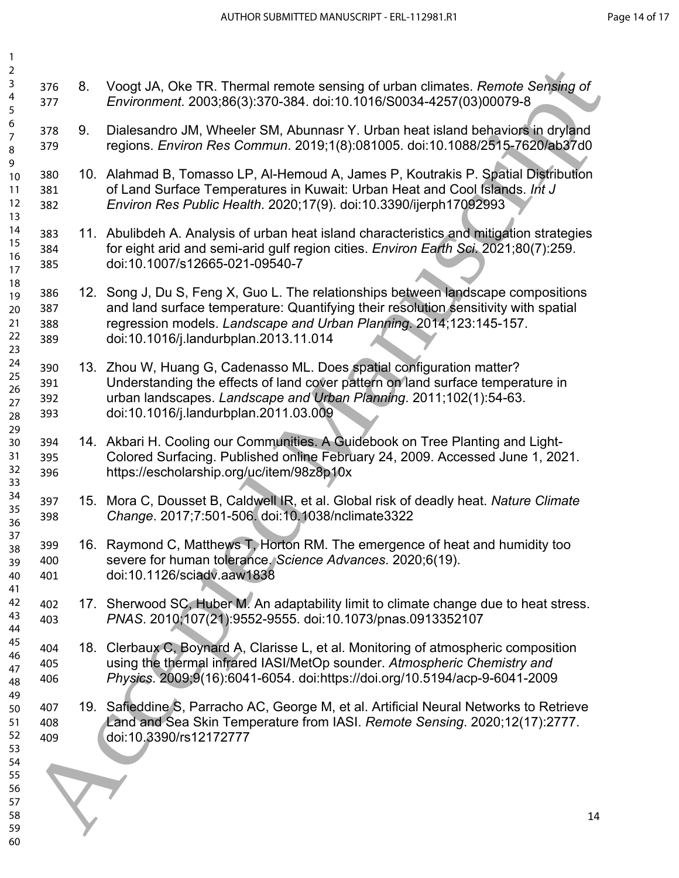8. Voogt JA, Oke TR. Thermal remote sensing of urban climates. *Remote Sensing of Environment*. 2003;86(3):370-384. doi:10.1016/S0034-4257(03)00079-8

9. Dialesandro JM, Wheeler SM, Abunnasr Y. Urban heat island behaviors in dryland regions. *Environ Res Commun*. 2019;1(8):081005. doi:10.1088/2515-7620/ab37d0

10. Alahmad B, Tomasso LP, Al-Hemoud A, James P, Koutrakis P. Spatial Distribution of Land Surface Temperatures in Kuwait: Urban Heat and Cool Islands. *Int J Environ Res Public Health*. 2020;17(9). doi:10.3390/ijerph17092993

11. Abulibdeh A. Analysis of urban heat island characteristics and mitigation strategies for eight arid and semi-arid gulf region cities. *Environ Earth Sci*. 2021;80(7):259. doi:10.1007/s12665-021-09540-7

12. Song J, Du S, Feng X, Guo L. The relationships between landscape compositions and land surface temperature: Quantifying their resolution sensitivity with spatial regression models. *Landscape and Urban Planning*. 2014;123:145-157. doi:10.1016/j.landurbplan.2013.11.014

13. Zhou W, Huang G, Cadenasso ML. Does spatial configuration matter? Understanding the effects of land cover pattern on land surface temperature in urban landscapes. *Landscape and Urban Planning*. 2011;102(1):54-63. doi:10.1016/j.landurbplan.2011.03.009

14. Akbari H. Cooling our Communities. A Guidebook on Tree Planting and Light-Colored Surfacing. Published online February 24, 2009. Accessed June 1, 2021. https://escholarship.org/uc/item/98z8p10x

15. Mora C, Dousset B, Caldwell IR, et al. Global risk of deadly heat. *Nature Climate Change*. 2017;7:501-506. doi:10.1038/nclimate3322

16. Raymond C, Matthews T, Horton RM. The emergence of heat and humidity too severe for human tolerance. *Science Advances*. 2020;6(19). doi:10.1126/sciadv.aaw1838

17. Sherwood SC, Huber M. An adaptability limit to climate change due to heat stress. *PNAS*. 2010;107(21):9552-9555. doi:10.1073/pnas.0913352107

18. Clerbaux C, Boynard A, Clarisse L, et al. Monitoring of atmospheric composition using the thermal infrared IASI/MetOp sounder. *Atmospheric Chemistry and Physics*. 2009;9(16):6041-6054. doi:https://doi.org/10.5194/acp-9-6041-2009

19. Safieddine S, Parracho AC, George M, et al. Artificial Neural Networks to Retrieve Land and Sea Skin Temperature from IASI. *Remote Sensing*. 2020;12(17):2777. doi:10.3390/rs12172777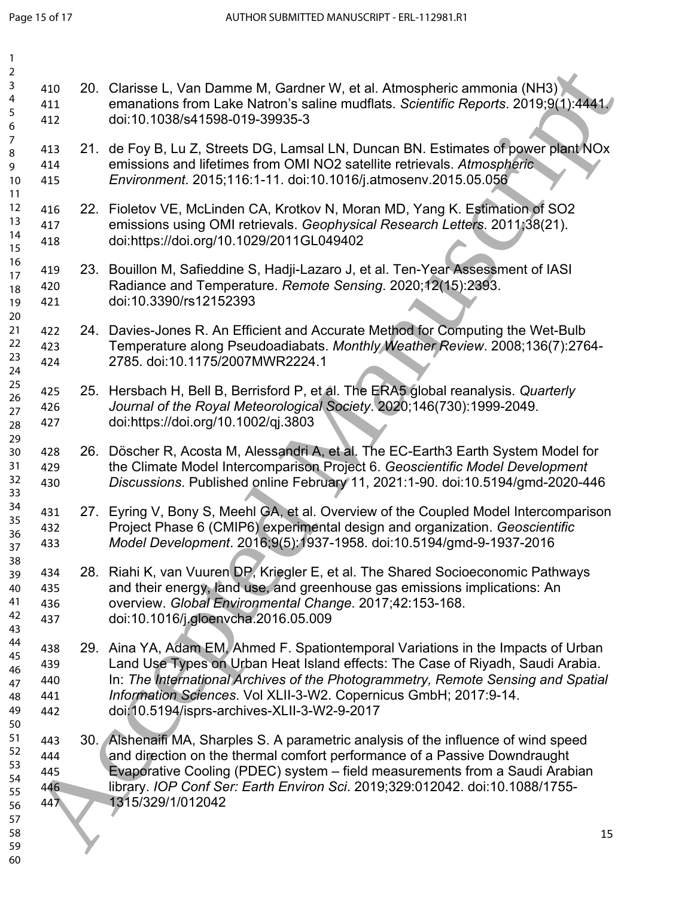20. Clarisse L, Van Damme M, Gardner W, et al. Atmospheric ammonia (NH3) emanations from Lake Natron's saline mudflats. *Scientific Reports*. 2019;9(1):4441. doi:10.1038/s41598-019-39935-3

21. de Foy B, Lu Z, Streets DG, Lamsal LN, Duncan BN. Estimates of power plant NOx emissions and lifetimes from OMI NO2 satellite retrievals. *Atmospheric Environment*. 2015;116:1-11. doi:10.1016/j.atmosenv.2015.05.056

22. Fioletov VE, McLinden CA, Krotkov N, Moran MD, Yang K. Estimation of SO2 emissions using OMI retrievals. *Geophysical Research Letters*. 2011;38(21). doi:https://doi.org/10.1029/2011GL049402

23. Bouillon M, Safieddine S, Hadji-Lazaro J, et al. Ten-Year Assessment of IASI Radiance and Temperature. *Remote Sensing*. 2020;12(15):2393. doi:10.3390/rs12152393

24. Davies-Jones R. An Efficient and Accurate Method for Computing the Wet-Bulb Temperature along Pseudoadiabats. *Monthly Weather Review*. 2008;136(7):2764-2785. doi:10.1175/2007MWR2224.1

25. Hersbach H, Bell B, Berrisford P, et al. The ERA5 global reanalysis. *Quarterly Journal of the Royal Meteorological Society*. 2020;146(730):1999-2049. doi:https://doi.org/10.1002/qj.3803

26. Döscher R, Acosta M, Alessandri A, et al. The EC-Earth3 Earth System Model for the Climate Model Intercomparison Project 6. *Geoscientific Model Development Discussions*. Published online February 11, 2021:1-90. doi:10.5194/gmd-2020-446

27. Eyring V, Bony S, Meehl GA, et al. Overview of the Coupled Model Intercomparison Project Phase 6 (CMIP6) experimental design and organization. *Geoscientific Model Development*. 2016;9(5):1937-1958. doi:10.5194/gmd-9-1937-2016

28. Riahi K, van Vuuren DP, Kriegler E, et al. The Shared Socioeconomic Pathways and their energy, land use, and greenhouse gas emissions implications: An overview. *Global Environmental Change*. 2017;42:153-168. doi:10.1016/j.gloenvcha.2016.05.009

29. Aina YA, Adam EM, Ahmed F. Spationtemporal Variations in the Impacts of Urban Land Use Types on Urban Heat Island effects: The Case of Riyadh, Saudi Arabia. In: *The International Archives of the Photogrammetry, Remote Sensing and Spatial Information Sciences*. Vol XLII-3-W2. Copernicus GmbH; 2017:9-14. doi:10.5194/isprs-archives-XLII-3-W2-9-2017

30. Alshenaifi MA, Sharples S. A parametric analysis of the influence of wind speed and direction on the thermal comfort performance of a Passive Downdraught Evaporative Cooling (PDEC) system – field measurements from a Saudi Arabian library. *IOP Conf Ser: Earth Environ Sci*. 2019;329:012042. doi:10.1088/1755-1315/329/1/012042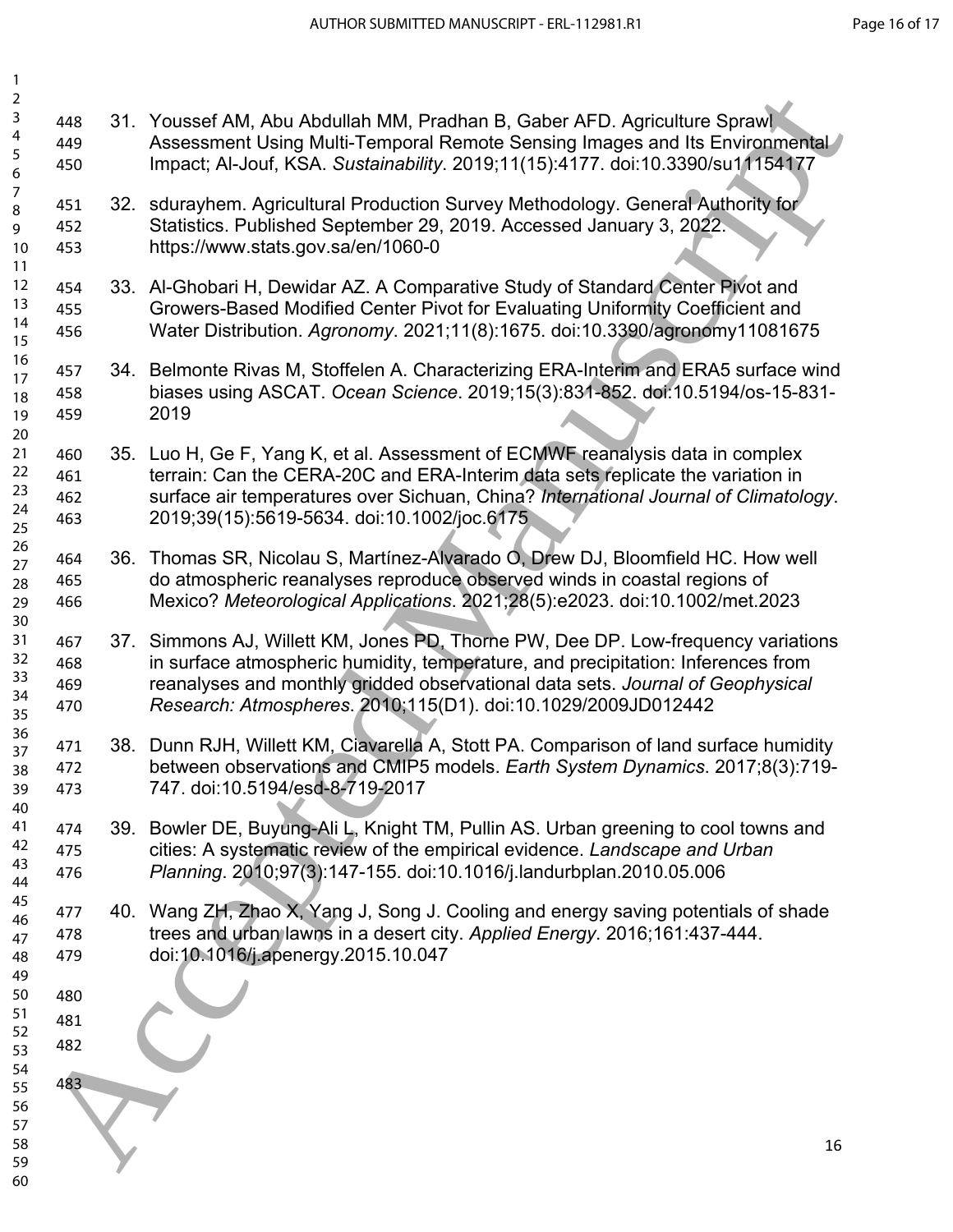31. Youssef AM, Abu Abdullah MM, Pradhan B, Gaber AFD. Agriculture Sprawl Assessment Using Multi-Temporal Remote Sensing Images and Its Environmental Impact; Al-Jouf, KSA. *Sustainability*. 2019;11(15):4177. doi:10.3390/su11154177

32. sdurayhem. Agricultural Production Survey Methodology. General Authority for Statistics. Published September 29, 2019. Accessed January 3, 2022. https://www.stats.gov.sa/en/1060-0

33. Al-Ghobari H, Dewidar AZ. A Comparative Study of Standard Center Pivot and Growers-Based Modified Center Pivot for Evaluating Uniformity Coefficient and Water Distribution. *Agronomy*. 2021;11(8):1675. doi:10.3390/agronomy11081675

34. Belmonte Rivas M, Stoffelen A. Characterizing ERA-Interim and ERA5 surface wind biases using ASCAT. *Ocean Science*. 2019;15(3):831-852. doi:10.5194/os-15-831-2019

35. Luo H, Ge F, Yang K, et al. Assessment of ECMWF reanalysis data in complex terrain: Can the CERA-20C and ERA-Interim data sets replicate the variation in surface air temperatures over Sichuan, China? *International Journal of Climatology*. 2019;39(15):5619-5634. doi:10.1002/joc.6175

36. Thomas SR, Nicolau S, Martínez-Alvarado O, Drew DJ, Bloomfield HC. How well do atmospheric reanalyses reproduce observed winds in coastal regions of Mexico? *Meteorological Applications*. 2021;28(5):e2023. doi:10.1002/met.2023

37. Simmons AJ, Willett KM, Jones PD, Thorne PW, Dee DP. Low-frequency variations in surface atmospheric humidity, temperature, and precipitation: Inferences from reanalyses and monthly gridded observational data sets. *Journal of Geophysical Research: Atmospheres*. 2010;115(D1). doi:10.1029/2009JD012442

38. Dunn RJH, Willett KM, Ciavarella A, Stott PA. Comparison of land surface humidity between observations and CMIP5 models. *Earth System Dynamics*. 2017;8(3):719-747. doi:10.5194/esd-8-719-2017

39. Bowler DE, Buyung-Ali L, Knight TM, Pullin AS. Urban greening to cool towns and cities: A systematic review of the empirical evidence. *Landscape and Urban Planning*. 2010;97(3):147-155. doi:10.1016/j.landurbplan.2010.05.006

40. Wang ZH, Zhao X, Yang J, Song J. Cooling and energy saving potentials of shade trees and urban lawns in a desert city. *Applied Energy*. 2016;161:437-444. doi:10.1016/j.apenergy.2015.10.047